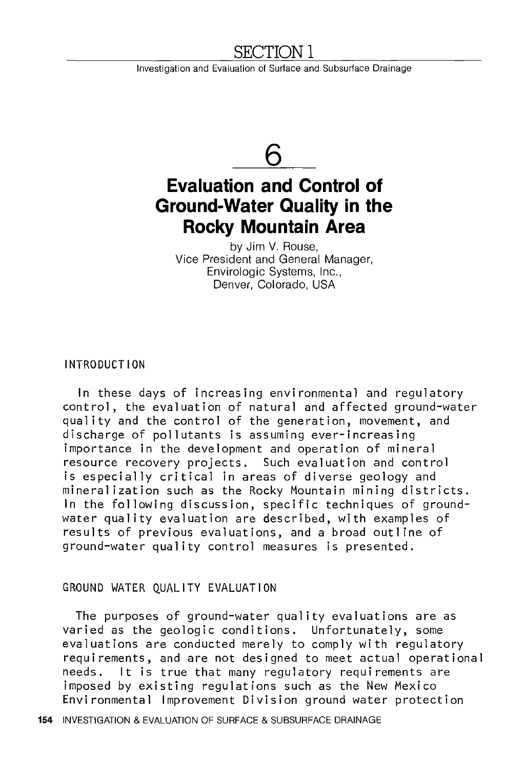# SECTION 1

Investigation and Evaluation of Surface and Subsurface Drainage

# 6

## Evaluation and Control of Ground-Water Quality in the Rocky Mountain Area

by Jim V. Rouse,
Vice President and General Manager,
Envirologic Systems, Inc.,
Denver, Colorado, USA

### INTRODUCTION

In these days of increasing environmental and regulatory control, the evaluation of natural and affected ground-water quality and the control of the generation, movement, and discharge of pollutants is assuming ever-increasing importance in the development and operation of mineral resource recovery projects. Such evaluation and control is especially critical in areas of diverse geology and mineralization such as the Rocky Mountain mining districts. In the following discussion, specific techniques of ground-water quality evaluation are described, with examples of results of previous evaluations, and a broad outline of ground-water quality control measures is presented.

### GROUND WATER QUALITY EVALUATION

The purposes of ground-water quality evaluations are as varied as the geologic conditions. Unfortunately, some evaluations are conducted merely to comply with regulatory requirements, and are not designed to meet actual operational needs. It is true that many regulatory requirements are imposed by existing regulations such as the New Mexico Environmental Improvement Division ground water protection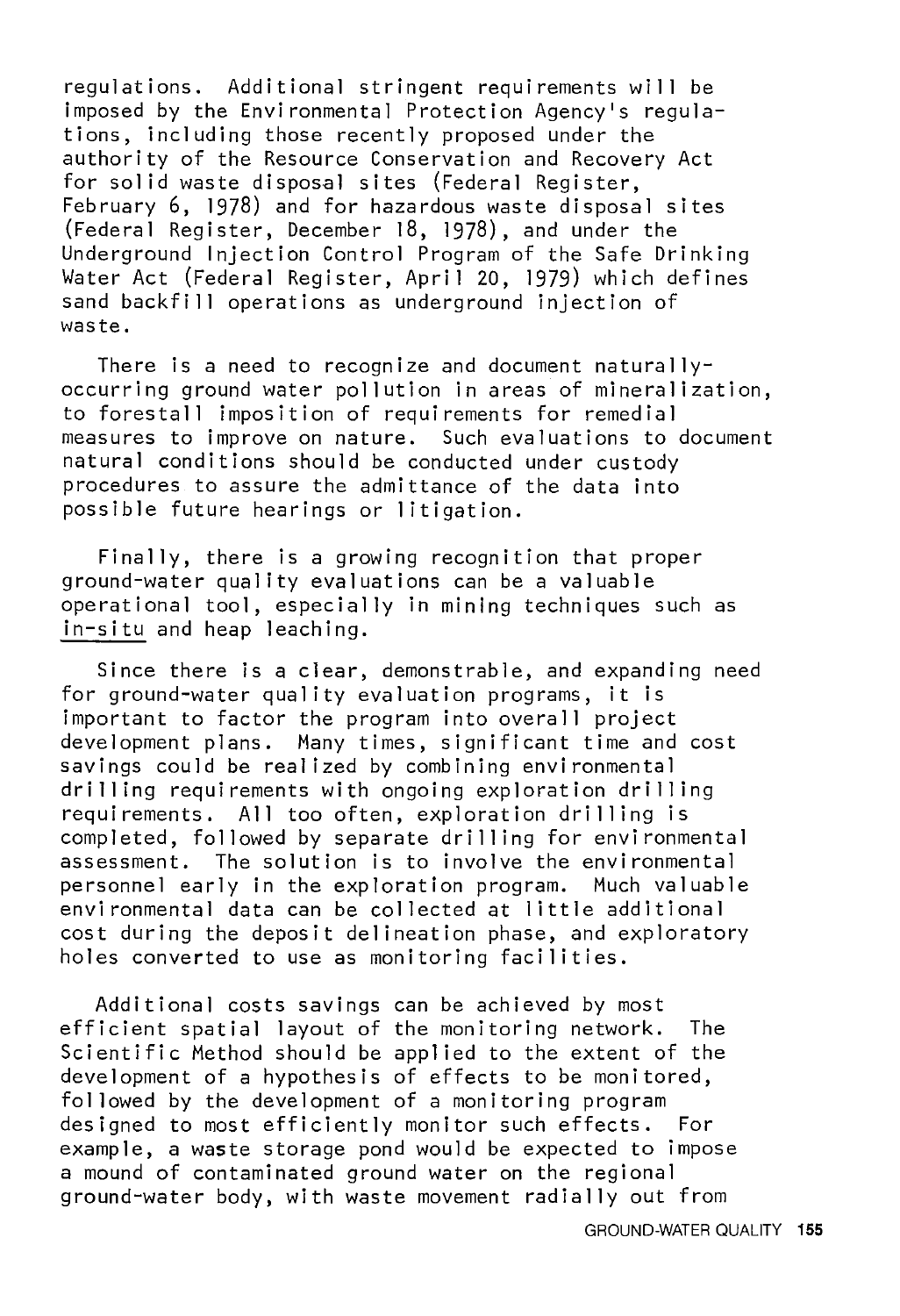regulations. Additional stringent requirements will be imposed by the Environmental Protection Agency's regulations, including those recently proposed under the authority of the Resource Conservation and Recovery Act for solid waste disposal sites (Federal Register, February 6, 1978) and for hazardous waste disposal sites (Federal Register, December 18, 1978), and under the Underground Injection Control Program of the Safe Drinking Water Act (Federal Register, April 20, 1979) which defines sand backfill operations as underground injection of waste.

There is a need to recognize and document naturally-occurring ground water pollution in areas of mineralization, to forestall imposition of requirements for remedial measures to improve on nature. Such evaluations to document natural conditions should be conducted under custody procedures to assure the admittance of the data into possible future hearings or litigation.

Finally, there is a growing recognition that proper ground-water quality evaluations can be a valuable operational tool, especially in mining techniques such as in-situ and heap leaching.

Since there is a clear, demonstrable, and expanding need for ground-water quality evaluation programs, it is important to factor the program into overall project development plans. Many times, significant time and cost savings could be realized by combining environmental drilling requirements with ongoing exploration drilling requirements. All too often, exploration drilling is completed, followed by separate drilling for environmental assessment. The solution is to involve the environmental personnel early in the exploration program. Much valuable environmental data can be collected at little additional cost during the deposit delineation phase, and exploratory holes converted to use as monitoring facilities.

Additional costs savings can be achieved by most efficient spatial layout of the monitoring network. The Scientific Method should be applied to the extent of the development of a hypothesis of effects to be monitored, followed by the development of a monitoring program designed to most efficiently monitor such effects. For example, a waste storage pond would be expected to impose a mound of contaminated ground water on the regional ground-water body, with waste movement radially out from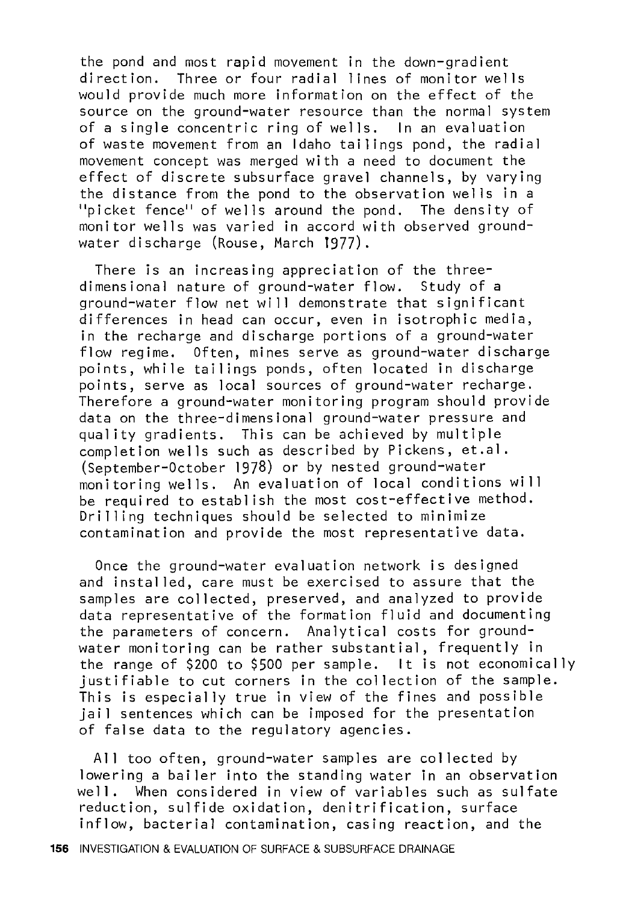the pond and most rapid movement in the down-gradient direction. Three or four radial lines of monitor wells would provide much more information on the effect of the source on the ground-water resource than the normal system of a single concentric ring of wells. In an evaluation of waste movement from an Idaho tailings pond, the radial movement concept was merged with a need to document the effect of discrete subsurface gravel channels, by varying the distance from the pond to the observation wells in a "picket fence" of wells around the pond. The density of monitor wells was varied in accord with observed ground-water discharge (Rouse, March 1977).

There is an increasing appreciation of the three-dimensional nature of ground-water flow. Study of a ground-water flow net will demonstrate that significant differences in head can occur, even in isotrophic media, in the recharge and discharge portions of a ground-water flow regime. Often, mines serve as ground-water discharge points, while tailings ponds, often located in discharge points, serve as local sources of ground-water recharge. Therefore a ground-water monitoring program should provide data on the three-dimensional ground-water pressure and quality gradients. This can be achieved by multiple completion wells such as described by Pickens, et.al. (September-October 1978) or by nested ground-water monitoring wells. An evaluation of local conditions will be required to establish the most cost-effective method. Drilling techniques should be selected to minimize contamination and provide the most representative data.

Once the ground-water evaluation network is designed and installed, care must be exercised to assure that the samples are collected, preserved, and analyzed to provide data representative of the formation fluid and documenting the parameters of concern. Analytical costs for ground-water monitoring can be rather substantial, frequently in the range of $200 to $500 per sample. It is not economically justifiable to cut corners in the collection of the sample. This is especially true in view of the fines and possible jail sentences which can be imposed for the presentation of false data to the regulatory agencies.

All too often, ground-water samples are collected by lowering a bailer into the standing water in an observation well. When considered in view of variables such as sulfate reduction, sulfide oxidation, denitrification, surface inflow, bacterial contamination, casing reaction, and the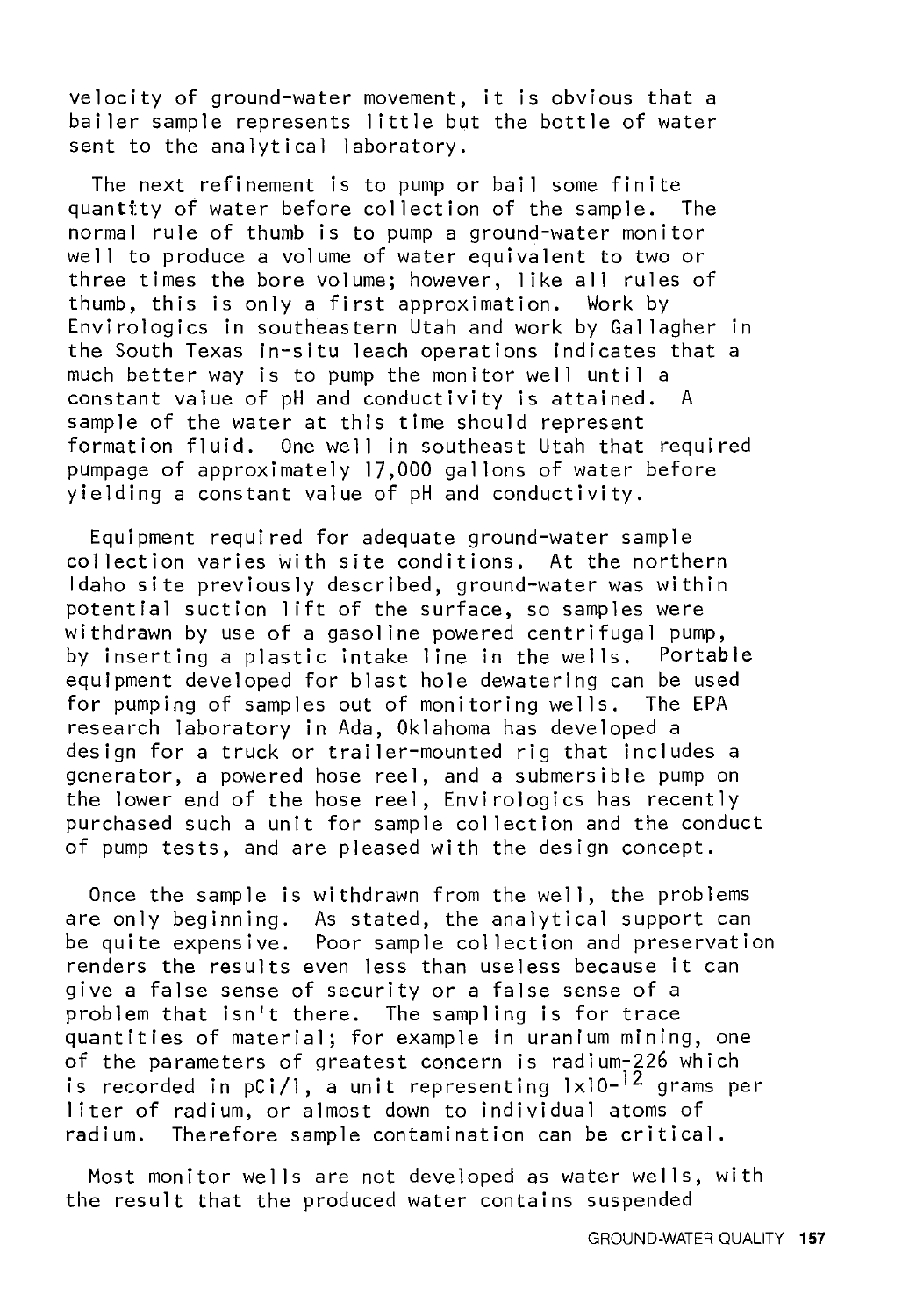velocity of ground-water movement, it is obvious that a bailer sample represents little but the bottle of water sent to the analytical laboratory.

The next refinement is to pump or bail some finite quantity of water before collection of the sample. The normal rule of thumb is to pump a ground-water monitor well to produce a volume of water equivalent to two or three times the bore volume; however, like all rules of thumb, this is only a first approximation. Work by Envirologics in southeastern Utah and work by Gallagher in the South Texas in-situ leach operations indicates that a much better way is to pump the monitor well until a constant value of pH and conductivity is attained. A sample of the water at this time should represent formation fluid. One well in southeast Utah that required pumpage of approximately 17,000 gallons of water before yielding a constant value of pH and conductivity.

Equipment required for adequate ground-water sample collection varies with site conditions. At the northern Idaho site previously described, ground-water was within potential suction lift of the surface, so samples were withdrawn by use of a gasoline powered centrifugal pump, by inserting a plastic intake line in the wells. Portable equipment developed for blast hole dewatering can be used for pumping of samples out of monitoring wells. The EPA research laboratory in Ada, Oklahoma has developed a design for a truck or trailer-mounted rig that includes a generator, a powered hose reel, and a submersible pump on the lower end of the hose reel, Envirologics has recently purchased such a unit for sample collection and the conduct of pump tests, and are pleased with the design concept.

Once the sample is withdrawn from the well, the problems are only beginning. As stated, the analytical support can be quite expensive. Poor sample collection and preservation renders the results even less than useless because it can give a false sense of security or a false sense of a problem that isn't there. The sampling is for trace quantities of material; for example in uranium mining, one of the parameters of greatest concern is radium-226 which is recorded in pCi/l, a unit representing $1 \times 10^{-12}$ grams per liter of radium, or almost down to individual atoms of radium. Therefore sample contamination can be critical.

Most monitor wells are not developed as water wells, with the result that the produced water contains suspended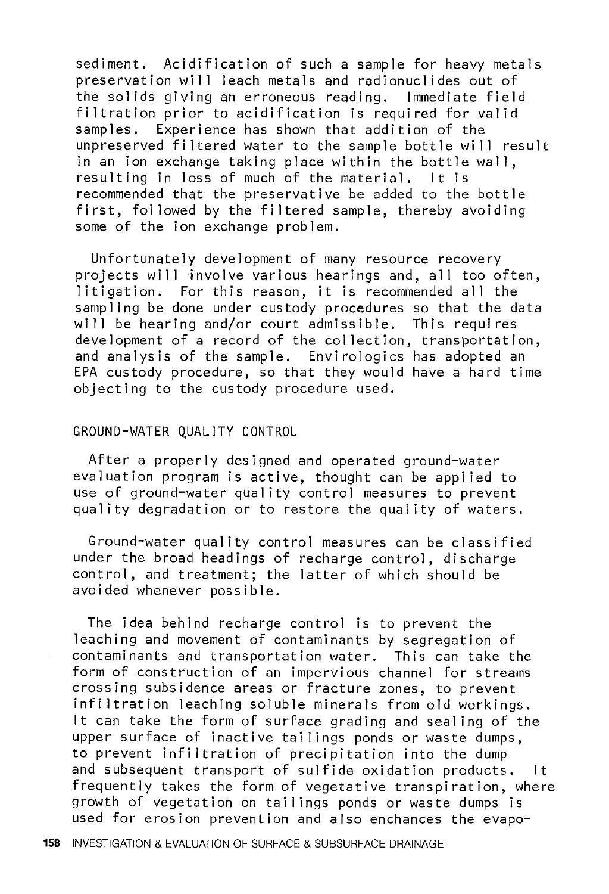sediment. Acidification of such a sample for heavy metals preservation will leach metals and radionuclides out of the solids giving an erroneous reading. Immediate field filtration prior to acidification is required for valid samples. Experience has shown that addition of the unpreserved filtered water to the sample bottle will result in an ion exchange taking place within the bottle wall, resulting in loss of much of the material. It is recommended that the preservative be added to the bottle first, followed by the filtered sample, thereby avoiding some of the ion exchange problem.

Unfortunately development of many resource recovery projects will involve various hearings and, all too often, litigation. For this reason, it is recommended all the sampling be done under custody procedures so that the data will be hearing and/or court admissible. This requires development of a record of the collection, transportation, and analysis of the sample. Envirologics has adopted an EPA custody procedure, so that they would have a hard time objecting to the custody procedure used.

## GROUND-WATER QUALITY CONTROL

After a properly designed and operated ground-water evaluation program is active, thought can be applied to use of ground-water quality control measures to prevent quality degradation or to restore the quality of waters.

Ground-water quality control measures can be classified under the broad headings of recharge control, discharge control, and treatment; the latter of which should be avoided whenever possible.

The idea behind recharge control is to prevent the leaching and movement of contaminants by segregation of contaminants and transportation water. This can take the form of construction of an impervious channel for streams crossing subsidence areas or fracture zones, to prevent infiltration leaching soluble minerals from old workings. It can take the form of surface grading and sealing of the upper surface of inactive tailings ponds or waste dumps, to prevent infiltration of precipitation into the dump and subsequent transport of sulfide oxidation products. It frequently takes the form of vegetative transpiration, where growth of vegetation on tailings ponds or waste dumps is used for erosion prevention and also enchances the evapo-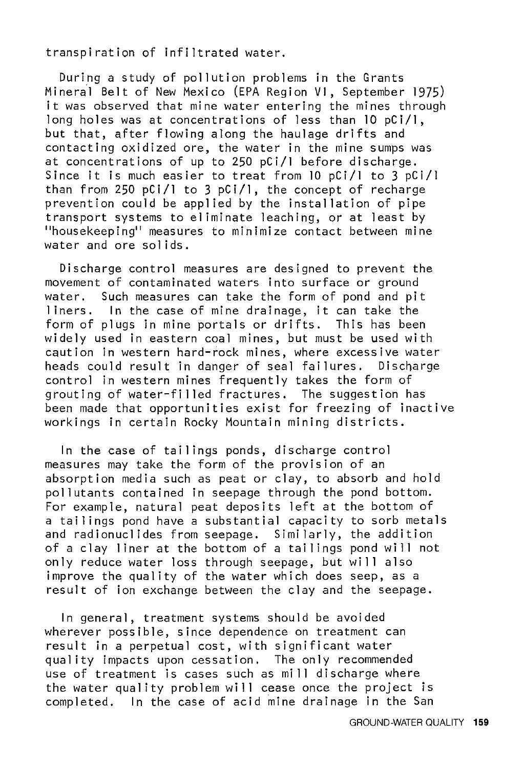transpiration of infiltrated water.

During a study of pollution problems in the Grants Mineral Belt of New Mexico (EPA Region VI, September 1975) it was observed that mine water entering the mines through long holes was at concentrations of less than 10 pCi/l, but that, after flowing along the haulage drifts and contacting oxidized ore, the water in the mine sumps was at concentrations of up to 250 pCi/l before discharge. Since it is much easier to treat from 10 pCi/l to 3 pCi/l than from 250 pCi/l to 3 pCi/l, the concept of recharge prevention could be applied by the installation of pipe transport systems to eliminate leaching, or at least by "housekeeping" measures to minimize contact between mine water and ore solids.

Discharge control measures are designed to prevent the movement of contaminated waters into surface or ground water. Such measures can take the form of pond and pit liners. In the case of mine drainage, it can take the form of plugs in mine portals or drifts. This has been widely used in eastern coal mines, but must be used with caution in western hard-rock mines, where excessive water heads could result in danger of seal failures. Discharge control in western mines frequently takes the form of grouting of water-filled fractures. The suggestion has been made that opportunities exist for freezing of inactive workings in certain Rocky Mountain mining districts.

In the case of tailings ponds, discharge control measures may take the form of the provision of an absorption media such as peat or clay, to absorb and hold pollutants contained in seepage through the pond bottom. For example, natural peat deposits left at the bottom of a tailings pond have a substantial capacity to sorb metals and radionuclides from seepage. Similarly, the addition of a clay liner at the bottom of a tailings pond will not only reduce water loss through seepage, but will also improve the quality of the water which does seep, as a result of ion exchange between the clay and the seepage.

In general, treatment systems should be avoided wherever possible, since dependence on treatment can result in a perpetual cost, with significant water quality impacts upon cessation. The only recommended use of treatment is cases such as mill discharge where the water quality problem will cease once the project is completed. In the case of acid mine drainage in the San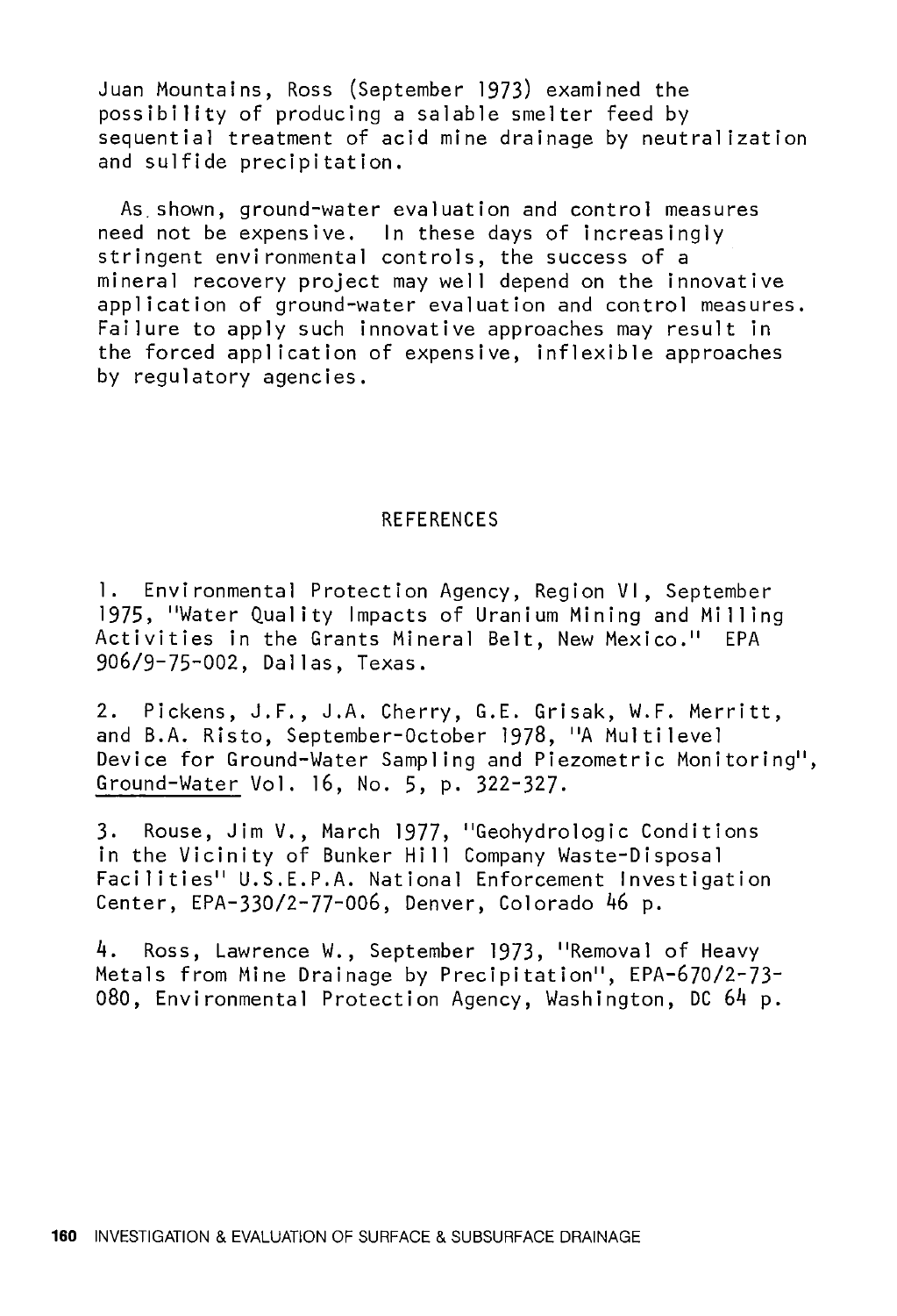Juan Mountains, Ross (September 1973) examined the possibility of producing a salable smelter feed by sequential treatment of acid mine drainage by neutralization and sulfide precipitation.

As shown, ground-water evaluation and control measures need not be expensive. In these days of increasingly stringent environmental controls, the success of a mineral recovery project may well depend on the innovative application of ground-water evaluation and control measures. Failure to apply such innovative approaches may result in the forced application of expensive, inflexible approaches by regulatory agencies.

## REFERENCES

1. Environmental Protection Agency, Region VI, September 1975, "Water Quality Impacts of Uranium Mining and Milling Activities in the Grants Mineral Belt, New Mexico." EPA 906/9-75-002, Dallas, Texas.

2. Pickens, J.F., J.A. Cherry, G.E. Grisak, W.F. Merritt, and B.A. Risto, September-October 1978, "A Multilevel Device for Ground-Water Sampling and Piezometric Monitoring", Ground-Water Vol. 16, No. 5, p. 322-327.

3. Rouse, Jim V., March 1977, "Geohydrologic Conditions in the Vicinity of Bunker Hill Company Waste-Disposal Facilities" U.S.E.P.A. National Enforcement Investigation Center, EPA-330/2-77-006, Denver, Colorado 46 p.

4. Ross, Lawrence W., September 1973, "Removal of Heavy Metals from Mine Drainage by Precipitation", EPA-670/2-73-080, Environmental Protection Agency, Washington, DC 64 p.